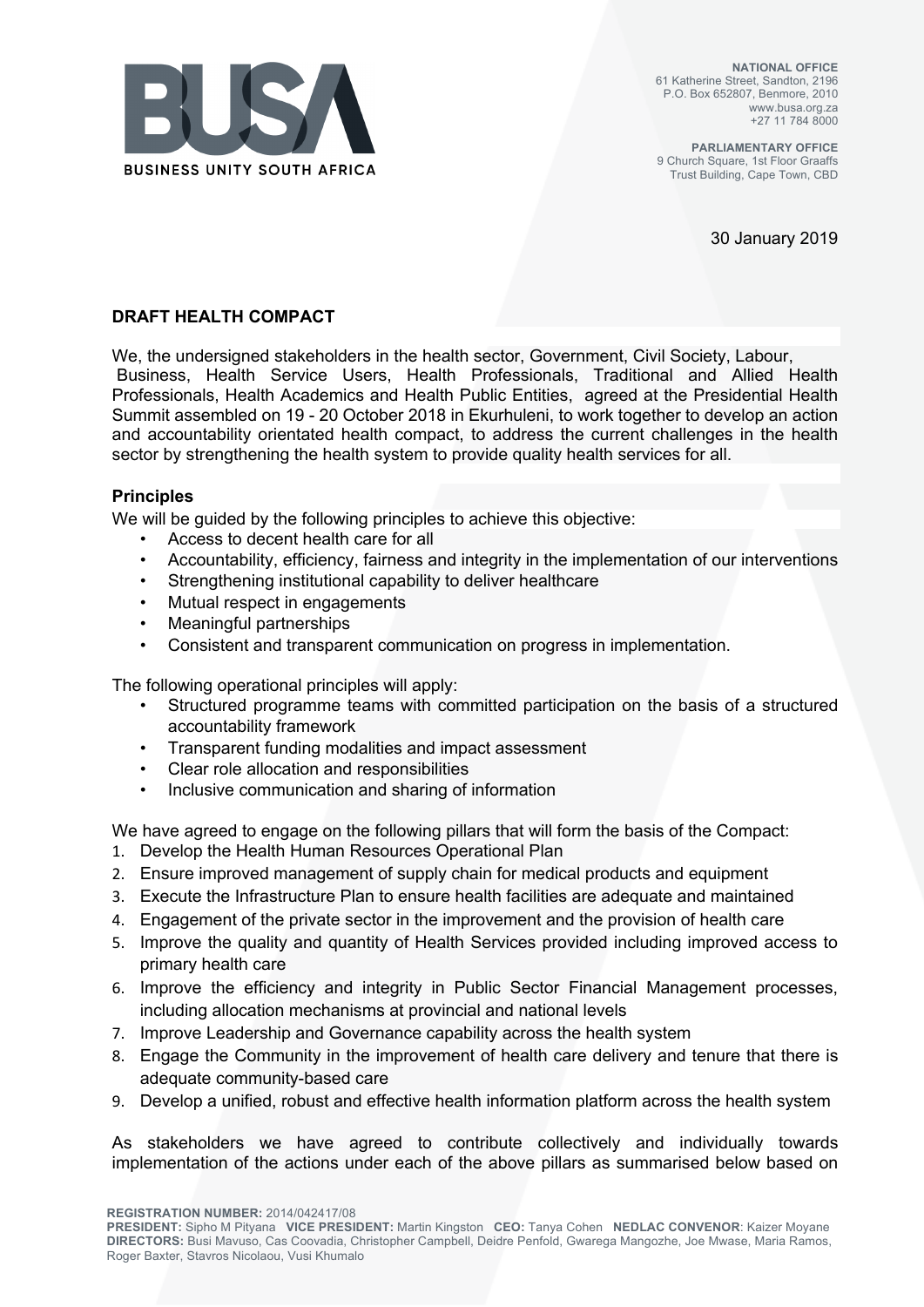BUSA

BUSINESS UNITY SOUTH AFRICA

**NATIONAL OFFICE**
61 Katherine Street, Sandton, 2196
P.O. Box 652807, Benmore, 2010
www.busa.org.za
+27 11 784 8000

**PARLIAMENTARY OFFICE**
9 Church Square, 1st Floor Graaffs
Trust Building, Cape Town, CBD

30 January 2019

## DRAFT HEALTH COMPACT

We, the undersigned stakeholders in the health sector, Government, Civil Society, Labour, Business, Health Service Users, Health Professionals, Traditional and Allied Health Professionals, Health Academics and Health Public Entities, agreed at the Presidential Health Summit assembled on 19 - 20 October 2018 in Ekurhuleni, to work together to develop an action and accountability orientated health compact, to address the current challenges in the health sector by strengthening the health system to provide quality health services for all.

### Principles

We will be guided by the following principles to achieve this objective:

- Access to decent health care for all
- Accountability, efficiency, fairness and integrity in the implementation of our interventions
- Strengthening institutional capability to deliver healthcare
- Mutual respect in engagements
- Meaningful partnerships
- Consistent and transparent communication on progress in implementation.

The following operational principles will apply:

- Structured programme teams with committed participation on the basis of a structured accountability framework
- Transparent funding modalities and impact assessment
- Clear role allocation and responsibilities
- Inclusive communication and sharing of information

We have agreed to engage on the following pillars that will form the basis of the Compact:

1. Develop the Health Human Resources Operational Plan
2. Ensure improved management of supply chain for medical products and equipment
3. Execute the Infrastructure Plan to ensure health facilities are adequate and maintained
4. Engagement of the private sector in the improvement and the provision of health care
5. Improve the quality and quantity of Health Services provided including improved access to primary health care
6. Improve the efficiency and integrity in Public Sector Financial Management processes, including allocation mechanisms at provincial and national levels
7. Improve Leadership and Governance capability across the health system
8. Engage the Community in the improvement of health care delivery and tenure that there is adequate community-based care
9. Develop a unified, robust and effective health information platform across the health system

As stakeholders we have agreed to contribute collectively and individually towards implementation of the actions under each of the above pillars as summarised below based on

**REGISTRATION NUMBER:** 2014/042417/08
**PRESIDENT:** Sipho M Pityana **VICE PRESIDENT:** Martin Kingston **CEO:** Tanya Cohen **NEDLAC CONVENOR**: Kaizer Moyane
**DIRECTORS:** Busi Mavuso, Cas Coovadia, Christopher Campbell, Deidre Penfold, Gwarega Mangozhe, Joe Mwase, Maria Ramos, Roger Baxter, Stavros Nicolaou, Vusi Khumalo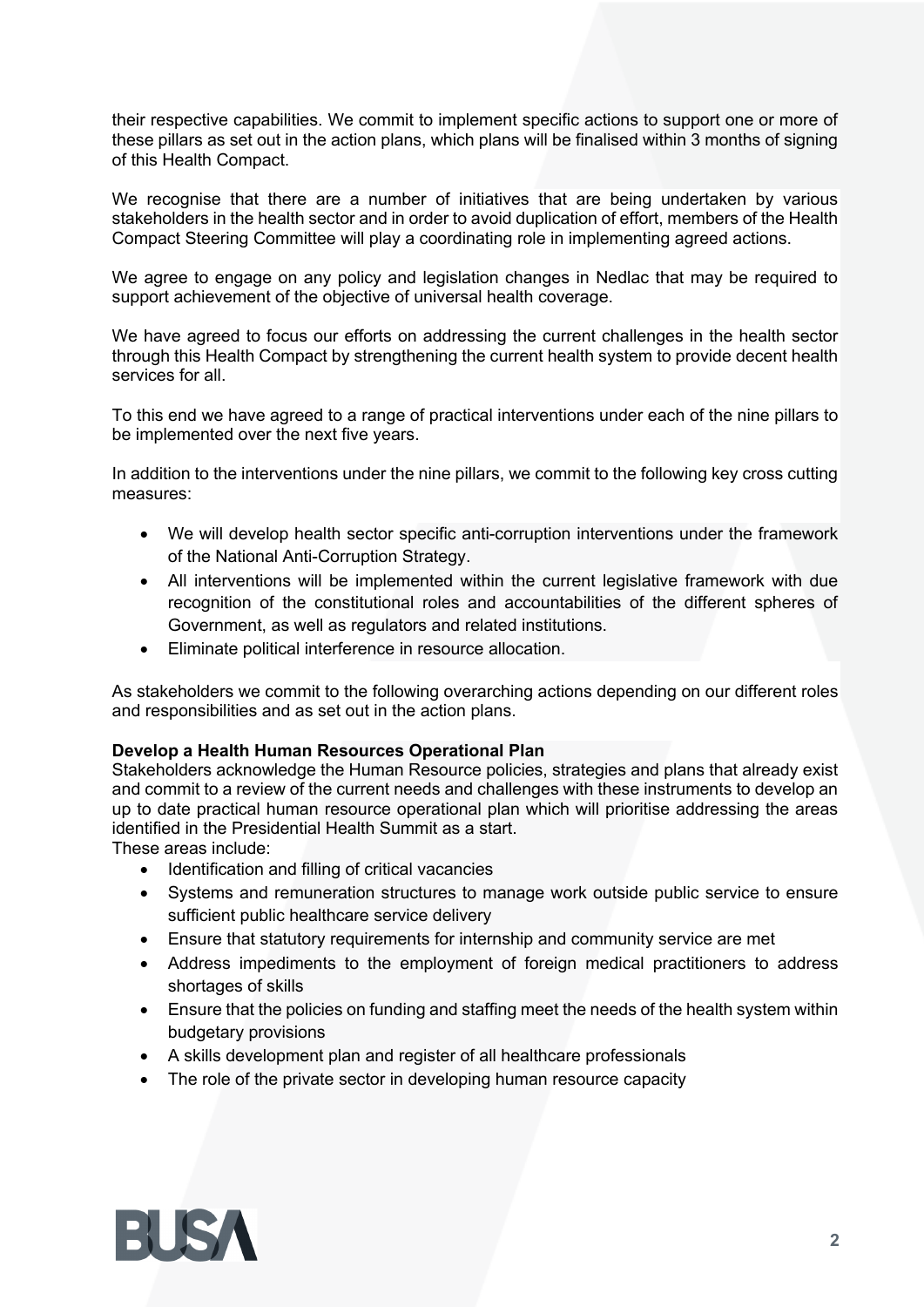their respective capabilities. We commit to implement specific actions to support one or more of these pillars as set out in the action plans, which plans will be finalised within 3 months of signing of this Health Compact.

We recognise that there are a number of initiatives that are being undertaken by various stakeholders in the health sector and in order to avoid duplication of effort, members of the Health Compact Steering Committee will play a coordinating role in implementing agreed actions.

We agree to engage on any policy and legislation changes in Nedlac that may be required to support achievement of the objective of universal health coverage.

We have agreed to focus our efforts on addressing the current challenges in the health sector through this Health Compact by strengthening the current health system to provide decent health services for all.

To this end we have agreed to a range of practical interventions under each of the nine pillars to be implemented over the next five years.

In addition to the interventions under the nine pillars, we commit to the following key cross cutting measures:

- We will develop health sector specific anti-corruption interventions under the framework of the National Anti-Corruption Strategy.
- All interventions will be implemented within the current legislative framework with due recognition of the constitutional roles and accountabilities of the different spheres of Government, as well as regulators and related institutions.
- Eliminate political interference in resource allocation.

As stakeholders we commit to the following overarching actions depending on our different roles and responsibilities and as set out in the action plans.

**Develop a Health Human Resources Operational Plan**

Stakeholders acknowledge the Human Resource policies, strategies and plans that already exist and commit to a review of the current needs and challenges with these instruments to develop an up to date practical human resource operational plan which will prioritise addressing the areas identified in the Presidential Health Summit as a start.

These areas include:

- Identification and filling of critical vacancies
- Systems and remuneration structures to manage work outside public service to ensure sufficient public healthcare service delivery
- Ensure that statutory requirements for internship and community service are met
- Address impediments to the employment of foreign medical practitioners to address shortages of skills
- Ensure that the policies on funding and staffing meet the needs of the health system within budgetary provisions
- A skills development plan and register of all healthcare professionals
- The role of the private sector in developing human resource capacity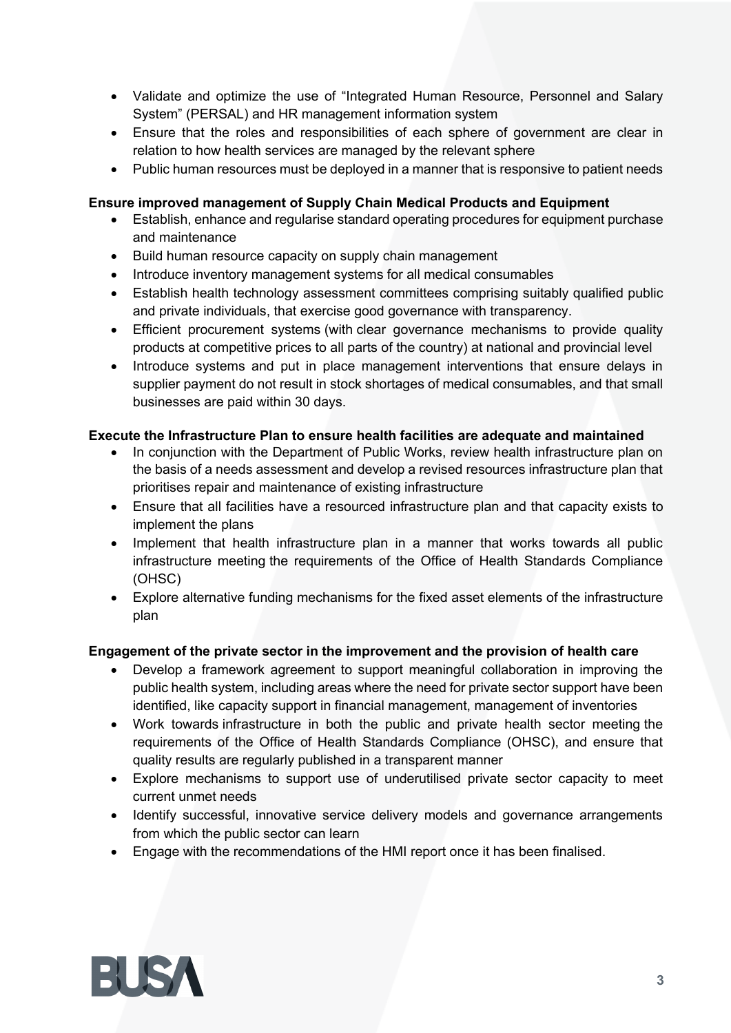- Validate and optimize the use of "Integrated Human Resource, Personnel and Salary System" (PERSAL) and HR management information system
- Ensure that the roles and responsibilities of each sphere of government are clear in relation to how health services are managed by the relevant sphere
- Public human resources must be deployed in a manner that is responsive to patient needs

**Ensure improved management of Supply Chain Medical Products and Equipment**

- Establish, enhance and regularise standard operating procedures for equipment purchase and maintenance
- Build human resource capacity on supply chain management
- Introduce inventory management systems for all medical consumables
- Establish health technology assessment committees comprising suitably qualified public and private individuals, that exercise good governance with transparency.
- Efficient procurement systems (with clear governance mechanisms to provide quality products at competitive prices to all parts of the country) at national and provincial level
- Introduce systems and put in place management interventions that ensure delays in supplier payment do not result in stock shortages of medical consumables, and that small businesses are paid within 30 days.

**Execute the Infrastructure Plan to ensure health facilities are adequate and maintained**

- In conjunction with the Department of Public Works, review health infrastructure plan on the basis of a needs assessment and develop a revised resources infrastructure plan that prioritises repair and maintenance of existing infrastructure
- Ensure that all facilities have a resourced infrastructure plan and that capacity exists to implement the plans
- Implement that health infrastructure plan in a manner that works towards all public infrastructure meeting the requirements of the Office of Health Standards Compliance (OHSC)
- Explore alternative funding mechanisms for the fixed asset elements of the infrastructure plan

**Engagement of the private sector in the improvement and the provision of health care**

- Develop a framework agreement to support meaningful collaboration in improving the public health system, including areas where the need for private sector support have been identified, like capacity support in financial management, management of inventories
- Work towards infrastructure in both the public and private health sector meeting the requirements of the Office of Health Standards Compliance (OHSC), and ensure that quality results are regularly published in a transparent manner
- Explore mechanisms to support use of underutilised private sector capacity to meet current unmet needs
- Identify successful, innovative service delivery models and governance arrangements from which the public sector can learn
- Engage with the recommendations of the HMI report once it has been finalised.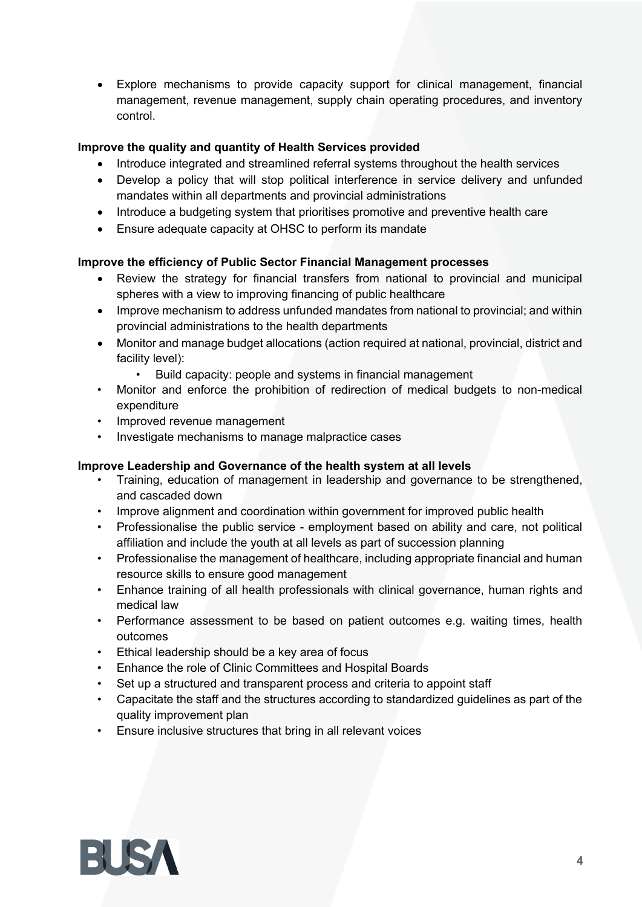- Explore mechanisms to provide capacity support for clinical management, financial management, revenue management, supply chain operating procedures, and inventory control.

**Improve the quality and quantity of Health Services provided**

- Introduce integrated and streamlined referral systems throughout the health services
- Develop a policy that will stop political interference in service delivery and unfunded mandates within all departments and provincial administrations
- Introduce a budgeting system that prioritises promotive and preventive health care
- Ensure adequate capacity at OHSC to perform its mandate

**Improve the efficiency of Public Sector Financial Management processes**

- Review the strategy for financial transfers from national to provincial and municipal spheres with a view to improving financing of public healthcare
- Improve mechanism to address unfunded mandates from national to provincial; and within provincial administrations to the health departments
- Monitor and manage budget allocations (action required at national, provincial, district and facility level):
  - Build capacity: people and systems in financial management
- Monitor and enforce the prohibition of redirection of medical budgets to non-medical expenditure
- Improved revenue management
- Investigate mechanisms to manage malpractice cases

**Improve Leadership and Governance of the health system at all levels**

- Training, education of management in leadership and governance to be strengthened, and cascaded down
- Improve alignment and coordination within government for improved public health
- Professionalise the public service - employment based on ability and care, not political affiliation and include the youth at all levels as part of succession planning
- Professionalise the management of healthcare, including appropriate financial and human resource skills to ensure good management
- Enhance training of all health professionals with clinical governance, human rights and medical law
- Performance assessment to be based on patient outcomes e.g. waiting times, health outcomes
- Ethical leadership should be a key area of focus
- Enhance the role of Clinic Committees and Hospital Boards
- Set up a structured and transparent process and criteria to appoint staff
- Capacitate the staff and the structures according to standardized guidelines as part of the quality improvement plan
- Ensure inclusive structures that bring in all relevant voices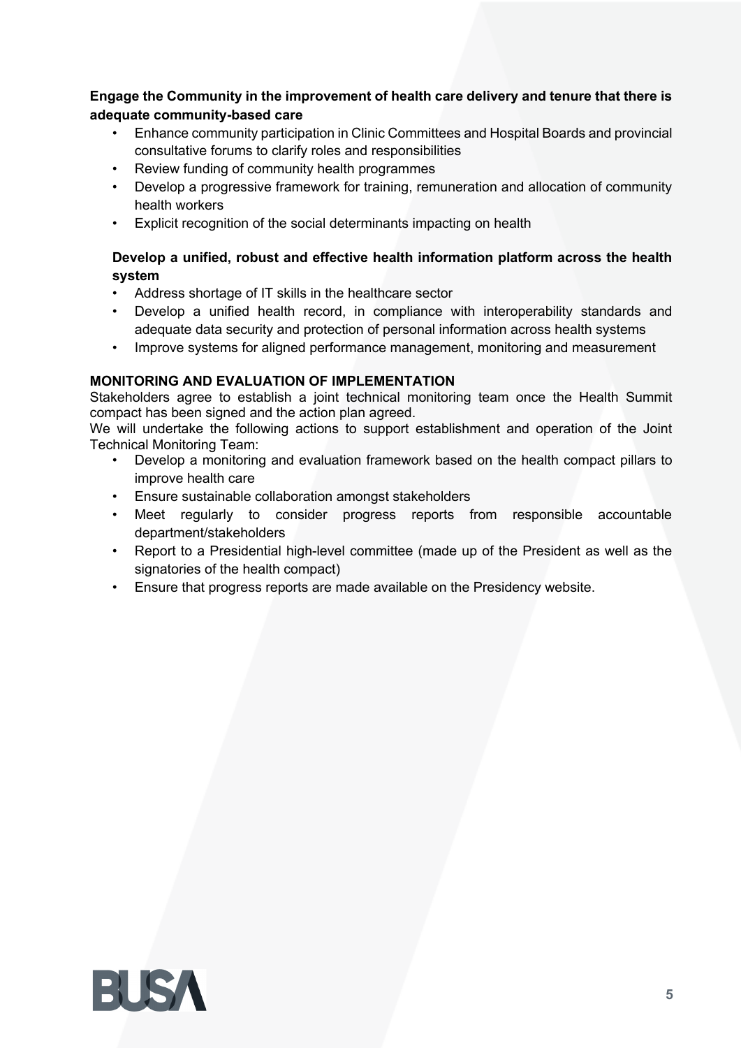**Engage the Community in the improvement of health care delivery and tenure that there is adequate community-based care**

- Enhance community participation in Clinic Committees and Hospital Boards and provincial consultative forums to clarify roles and responsibilities
- Review funding of community health programmes
- Develop a progressive framework for training, remuneration and allocation of community health workers
- Explicit recognition of the social determinants impacting on health

**Develop a unified, robust and effective health information platform across the health system**

- Address shortage of IT skills in the healthcare sector
- Develop a unified health record, in compliance with interoperability standards and adequate data security and protection of personal information across health systems
- Improve systems for aligned performance management, monitoring and measurement

**MONITORING AND EVALUATION OF IMPLEMENTATION**

Stakeholders agree to establish a joint technical monitoring team once the Health Summit compact has been signed and the action plan agreed.

We will undertake the following actions to support establishment and operation of the Joint Technical Monitoring Team:

- Develop a monitoring and evaluation framework based on the health compact pillars to improve health care
- Ensure sustainable collaboration amongst stakeholders
- Meet regularly to consider progress reports from responsible accountable department/stakeholders
- Report to a Presidential high-level committee (made up of the President as well as the signatories of the health compact)
- Ensure that progress reports are made available on the Presidency website.